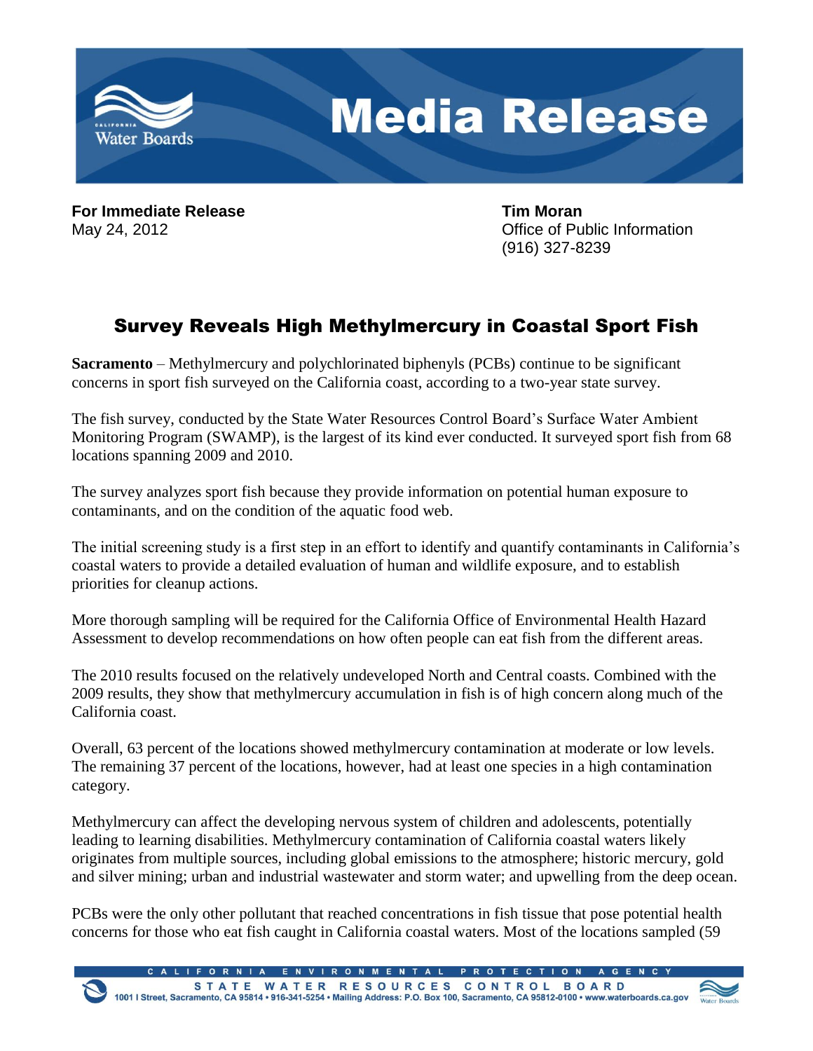# Media Release

**For Immediate Release**
May 24, 2012

**Tim Moran**
Office of Public Information
(916) 327-8239

## Survey Reveals High Methylmercury in Coastal Sport Fish

**Sacramento** – Methylmercury and polychlorinated biphenyls (PCBs) continue to be significant concerns in sport fish surveyed on the California coast, according to a two-year state survey.

The fish survey, conducted by the State Water Resources Control Board's Surface Water Ambient Monitoring Program (SWAMP), is the largest of its kind ever conducted. It surveyed sport fish from 68 locations spanning 2009 and 2010.

The survey analyzes sport fish because they provide information on potential human exposure to contaminants, and on the condition of the aquatic food web.

The initial screening study is a first step in an effort to identify and quantify contaminants in California's coastal waters to provide a detailed evaluation of human and wildlife exposure, and to establish priorities for cleanup actions.

More thorough sampling will be required for the California Office of Environmental Health Hazard Assessment to develop recommendations on how often people can eat fish from the different areas.

The 2010 results focused on the relatively undeveloped North and Central coasts. Combined with the 2009 results, they show that methylmercury accumulation in fish is of high concern along much of the California coast.

Overall, 63 percent of the locations showed methylmercury contamination at moderate or low levels. The remaining 37 percent of the locations, however, had at least one species in a high contamination category.

Methylmercury can affect the developing nervous system of children and adolescents, potentially leading to learning disabilities. Methylmercury contamination of California coastal waters likely originates from multiple sources, including global emissions to the atmosphere; historic mercury, gold and silver mining; urban and industrial wastewater and storm water; and upwelling from the deep ocean.

PCBs were the only other pollutant that reached concentrations in fish tissue that pose potential health concerns for those who eat fish caught in California coastal waters. Most of the locations sampled (59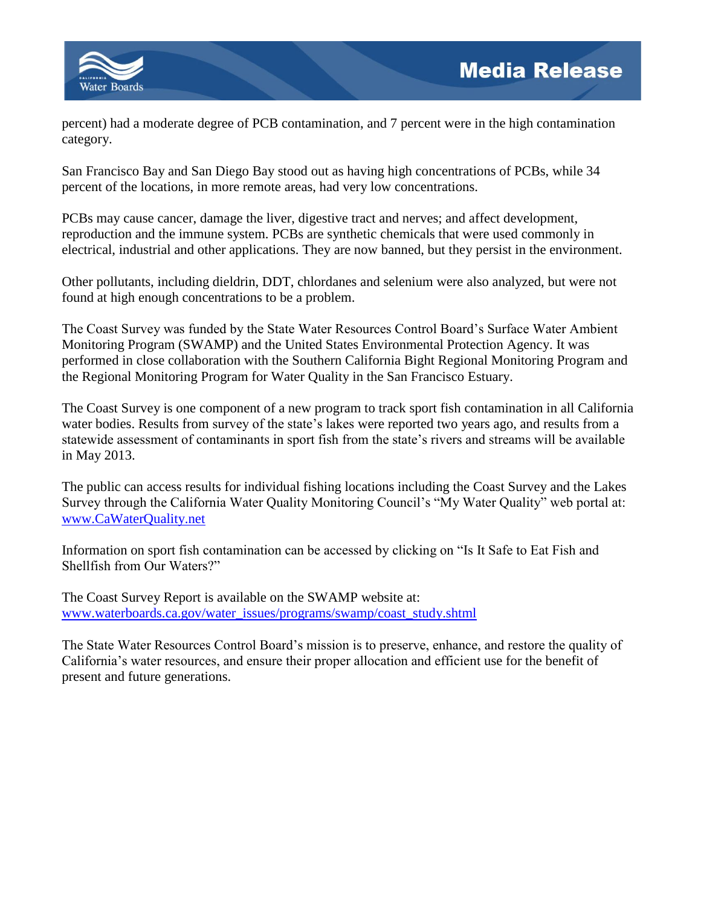percent) had a moderate degree of PCB contamination, and 7 percent were in the high contamination category.

San Francisco Bay and San Diego Bay stood out as having high concentrations of PCBs, while 34 percent of the locations, in more remote areas, had very low concentrations.

PCBs may cause cancer, damage the liver, digestive tract and nerves; and affect development, reproduction and the immune system. PCBs are synthetic chemicals that were used commonly in electrical, industrial and other applications. They are now banned, but they persist in the environment.

Other pollutants, including dieldrin, DDT, chlordanes and selenium were also analyzed, but were not found at high enough concentrations to be a problem.

The Coast Survey was funded by the State Water Resources Control Board's Surface Water Ambient Monitoring Program (SWAMP) and the United States Environmental Protection Agency. It was performed in close collaboration with the Southern California Bight Regional Monitoring Program and the Regional Monitoring Program for Water Quality in the San Francisco Estuary.

The Coast Survey is one component of a new program to track sport fish contamination in all California water bodies. Results from survey of the state's lakes were reported two years ago, and results from a statewide assessment of contaminants in sport fish from the state's rivers and streams will be available in May 2013.

The public can access results for individual fishing locations including the Coast Survey and the Lakes Survey through the California Water Quality Monitoring Council's "My Water Quality" web portal at: [www.CaWaterQuality.net](http://www.CaWaterQuality.net)

Information on sport fish contamination can be accessed by clicking on "Is It Safe to Eat Fish and Shellfish from Our Waters?"

The Coast Survey Report is available on the SWAMP website at:
[www.waterboards.ca.gov/water_issues/programs/swamp/coast_study.shtml](http://www.waterboards.ca.gov/water_issues/programs/swamp/coast_study.shtml)

The State Water Resources Control Board's mission is to preserve, enhance, and restore the quality of California's water resources, and ensure their proper allocation and efficient use for the benefit of present and future generations.